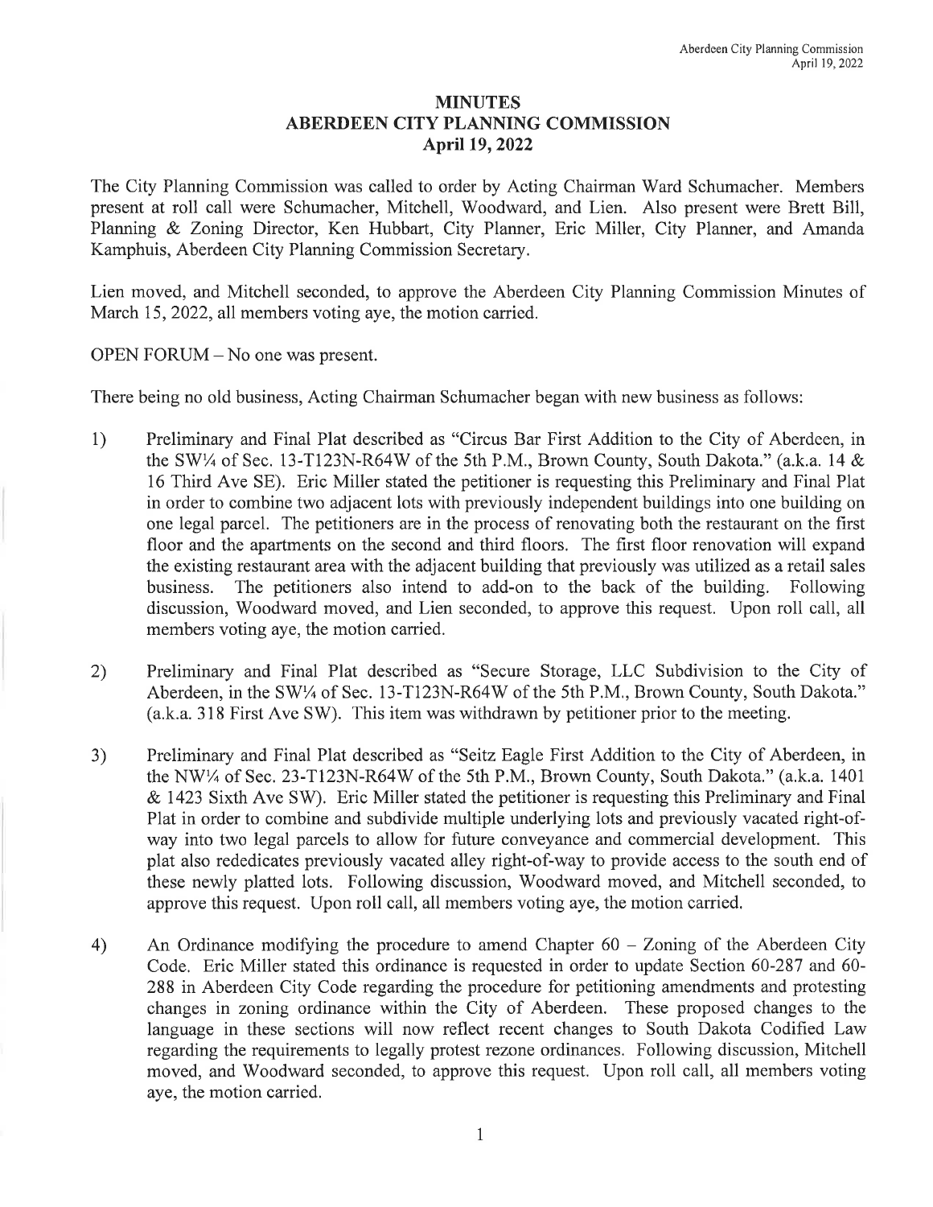# MINUTES
# ABERDEEN CITY PLANNING COMMISSION
## April 19, 2022

The City Planning Commission was called to order by Acting Chairman Ward Schumacher. Members present at roll call were Schumacher, Mitchell, Woodward, and Lien. Also present were Brett Bill, Planning & Zoning Director, Ken Hubbart, City Planner, Eric Miller, City Planner, and Amanda Kamphuis, Aberdeen City Planning Commission Secretary.

Lien moved, and Mitchell seconded, to approve the Aberdeen City Planning Commission Minutes of March 15, 2022, all members voting aye, the motion carried.

OPEN FORUM – No one was present.

There being no old business, Acting Chairman Schumacher began with new business as follows:

1) Preliminary and Final Plat described as "Circus Bar First Addition to the City of Aberdeen, in the SW¼ of Sec. 13-T123N-R64W of the 5th P.M., Brown County, South Dakota." (a.k.a. 14 & 16 Third Ave SE). Eric Miller stated the petitioner is requesting this Preliminary and Final Plat in order to combine two adjacent lots with previously independent buildings into one building on one legal parcel. The petitioners are in the process of renovating both the restaurant on the first floor and the apartments on the second and third floors. The first floor renovation will expand the existing restaurant area with the adjacent building that previously was utilized as a retail sales business. The petitioners also intend to add-on to the back of the building. Following discussion, Woodward moved, and Lien seconded, to approve this request. Upon roll call, all members voting aye, the motion carried.

2) Preliminary and Final Plat described as "Secure Storage, LLC Subdivision to the City of Aberdeen, in the SW¼ of Sec. 13-T123N-R64W of the 5th P.M., Brown County, South Dakota." (a.k.a. 318 First Ave SW). This item was withdrawn by petitioner prior to the meeting.

3) Preliminary and Final Plat described as "Seitz Eagle First Addition to the City of Aberdeen, in the NW¼ of Sec. 23-T123N-R64W of the 5th P.M., Brown County, South Dakota." (a.k.a. 1401 & 1423 Sixth Ave SW). Eric Miller stated the petitioner is requesting this Preliminary and Final Plat in order to combine and subdivide multiple underlying lots and previously vacated right-of-way into two legal parcels to allow for future conveyance and commercial development. This plat also rededicates previously vacated alley right-of-way to provide access to the south end of these newly platted lots. Following discussion, Woodward moved, and Mitchell seconded, to approve this request. Upon roll call, all members voting aye, the motion carried.

4) An Ordinance modifying the procedure to amend Chapter 60 – Zoning of the Aberdeen City Code. Eric Miller stated this ordinance is requested in order to update Section 60-287 and 60-288 in Aberdeen City Code regarding the procedure for petitioning amendments and protesting changes in zoning ordinance within the City of Aberdeen. These proposed changes to the language in these sections will now reflect recent changes to South Dakota Codified Law regarding the requirements to legally protest rezone ordinances. Following discussion, Mitchell moved, and Woodward seconded, to approve this request. Upon roll call, all members voting aye, the motion carried.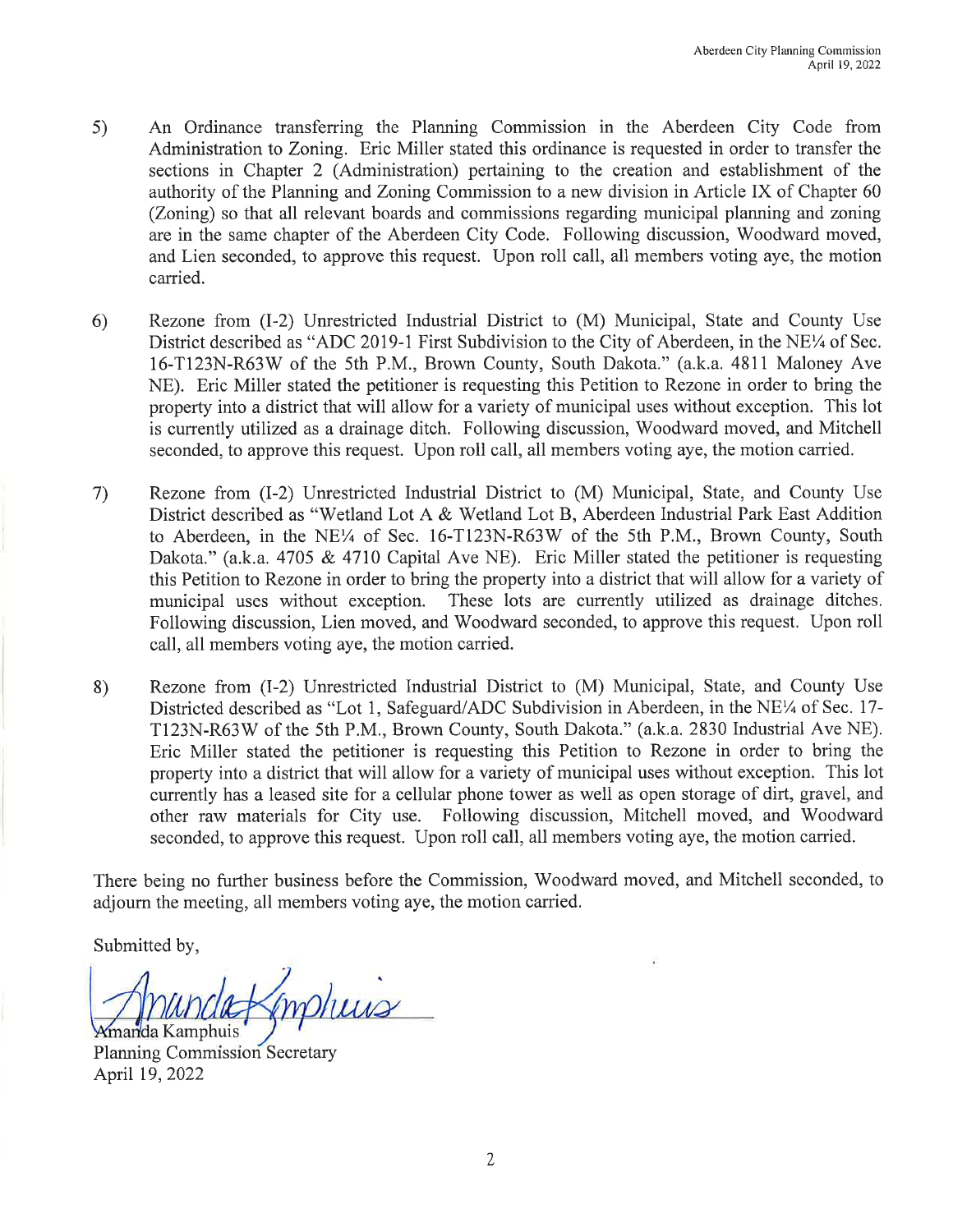5) An Ordinance transferring the Planning Commission in the Aberdeen City Code from Administration to Zoning. Eric Miller stated this ordinance is requested in order to transfer the sections in Chapter 2 (Administration) pertaining to the creation and establishment of the authority of the Planning and Zoning Commission to a new division in Article IX of Chapter 60 (Zoning) so that all relevant boards and commissions regarding municipal planning and zoning are in the same chapter of the Aberdeen City Code. Following discussion, Woodward moved, and Lien seconded, to approve this request. Upon roll call, all members voting aye, the motion carried.

6) Rezone from (I-2) Unrestricted Industrial District to (M) Municipal, State and County Use District described as "ADC 2019-1 First Subdivision to the City of Aberdeen, in the NE¼ of Sec. 16-T123N-R63W of the 5th P.M., Brown County, South Dakota." (a.k.a. 4811 Maloney Ave NE). Eric Miller stated the petitioner is requesting this Petition to Rezone in order to bring the property into a district that will allow for a variety of municipal uses without exception. This lot is currently utilized as a drainage ditch. Following discussion, Woodward moved, and Mitchell seconded, to approve this request. Upon roll call, all members voting aye, the motion carried.

7) Rezone from (I-2) Unrestricted Industrial District to (M) Municipal, State, and County Use District described as "Wetland Lot A & Wetland Lot B, Aberdeen Industrial Park East Addition to Aberdeen, in the NE¼ of Sec. 16-T123N-R63W of the 5th P.M., Brown County, South Dakota." (a.k.a. 4705 & 4710 Capital Ave NE). Eric Miller stated the petitioner is requesting this Petition to Rezone in order to bring the property into a district that will allow for a variety of municipal uses without exception. These lots are currently utilized as drainage ditches. Following discussion, Lien moved, and Woodward seconded, to approve this request. Upon roll call, all members voting aye, the motion carried.

8) Rezone from (I-2) Unrestricted Industrial District to (M) Municipal, State, and County Use Districted described as "Lot 1, Safeguard/ADC Subdivision in Aberdeen, in the NE¼ of Sec. 17-T123N-R63W of the 5th P.M., Brown County, South Dakota." (a.k.a. 2830 Industrial Ave NE). Eric Miller stated the petitioner is requesting this Petition to Rezone in order to bring the property into a district that will allow for a variety of municipal uses without exception. This lot currently has a leased site for a cellular phone tower as well as open storage of dirt, gravel, and other raw materials for City use. Following discussion, Mitchell moved, and Woodward seconded, to approve this request. Upon roll call, all members voting aye, the motion carried.

There being no further business before the Commission, Woodward moved, and Mitchell seconded, to adjourn the meeting, all members voting aye, the motion carried.

Submitted by,

Amanda Kamphuis
Planning Commission Secretary
April 19, 2022